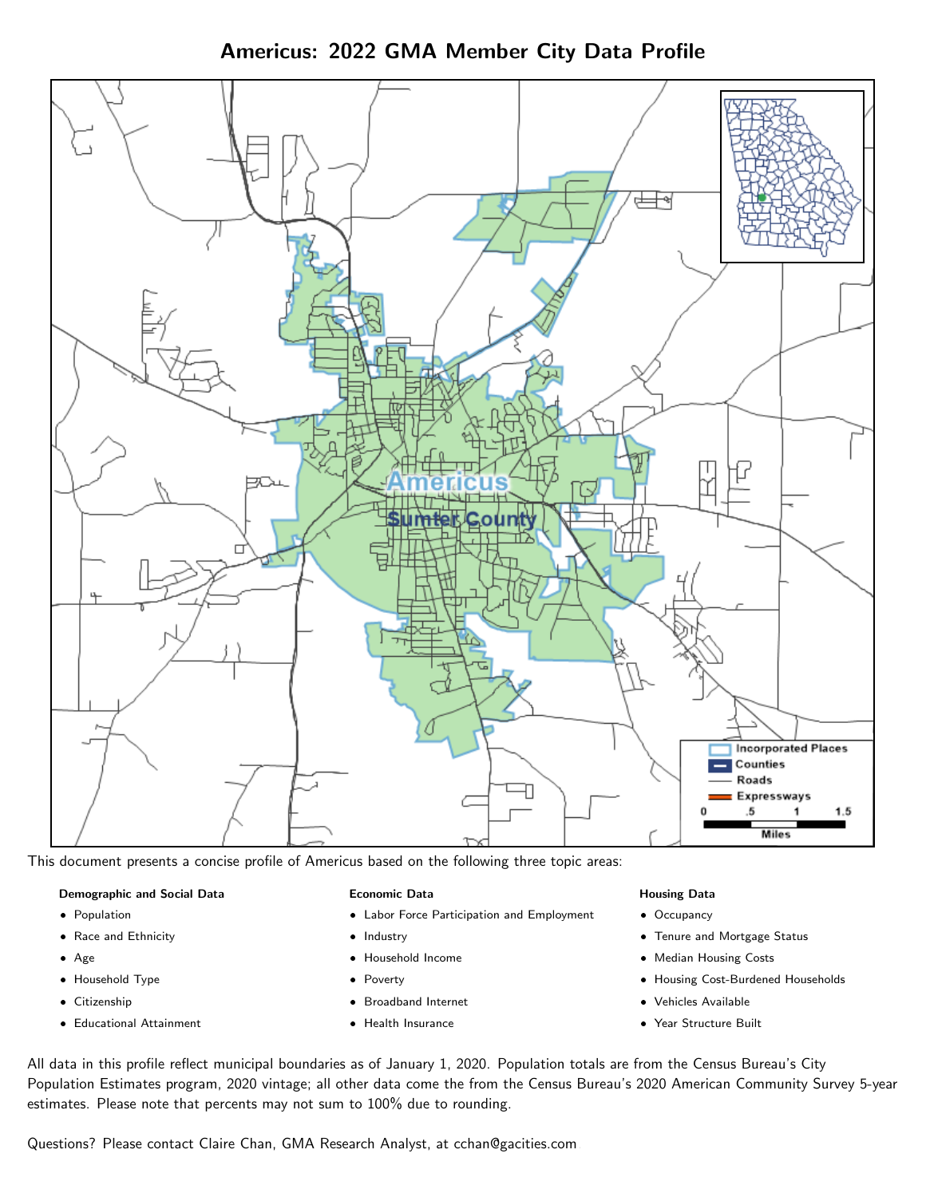# Americus: 2022 GMA Member City Data Profile

This document presents a concise profile of Americus based on the following three topic areas:

**Demographic and Social Data**

- Population
- Race and Ethnicity
- Age
- Household Type
- Citizenship
- Educational Attainment

**Economic Data**

- Labor Force Participation and Employment
- Industry
- Household Income
- Poverty
- Broadband Internet
- Health Insurance

**Housing Data**

- Occupancy
- Tenure and Mortgage Status
- Median Housing Costs
- Housing Cost-Burdened Households
- Vehicles Available
- Year Structure Built

All data in this profile reflect municipal boundaries as of January 1, 2020. Population totals are from the Census Bureau's City Population Estimates program, 2020 vintage; all other data come the from the Census Bureau's 2020 American Community Survey 5-year estimates. Please note that percents may not sum to 100% due to rounding.

Questions? Please contact Claire Chan, GMA Research Analyst, at cchan@gacities.com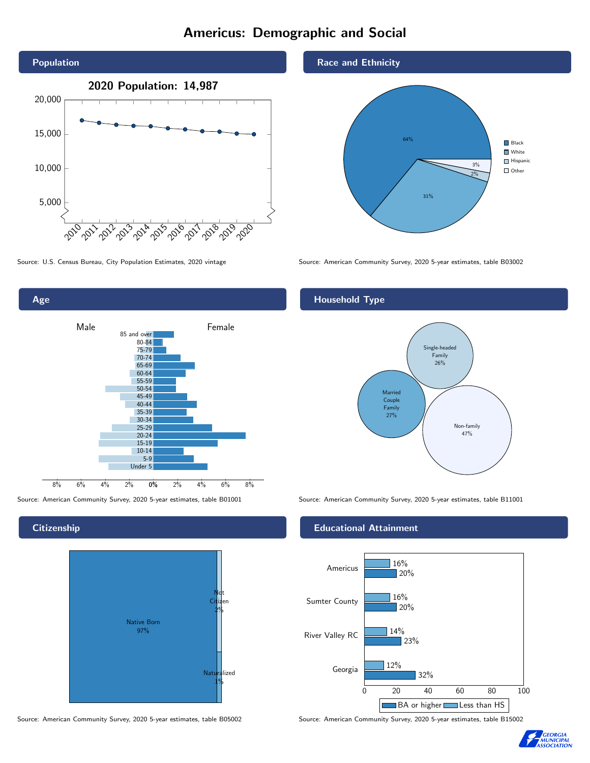# Americus: Demographic and Social

## Population

**2020 Population: 14,987**

Source: U.S. Census Bureau, City Population Estimates, 2020 vintage

## Race and Ethnicity

| Race/Ethnicity | Percent |
|---|---|
| Black | 64% |
| White | 31% |
| Hispanic | 2% |
| Other | 3% |

Source: American Community Survey, 2020 5-year estimates, table B03002

## Age

Source: American Community Survey, 2020 5-year estimates, table B01001

## Household Type

| Household Type | Percent |
|---|---|
| Single-headed Family | 26% |
| Married Couple Family | 27% |
| Non-family | 47% |

Source: American Community Survey, 2020 5-year estimates, table B11001

## Citizenship

| Citizenship | Percent |
|---|---|
| Native Born | 97% |
| Not Citizen | 2% |
| Naturalized | 1% |

Source: American Community Survey, 2020 5-year estimates, table B05002

## Educational Attainment

| | Less than HS | BA or higher |
|---|---|---|
| Americus | 16% | 20% |
| Sumter County | 16% | 20% |
| River Valley RC | 14% | 23% |
| Georgia | 12% | 32% |

Source: American Community Survey, 2020 5-year estimates, table B15002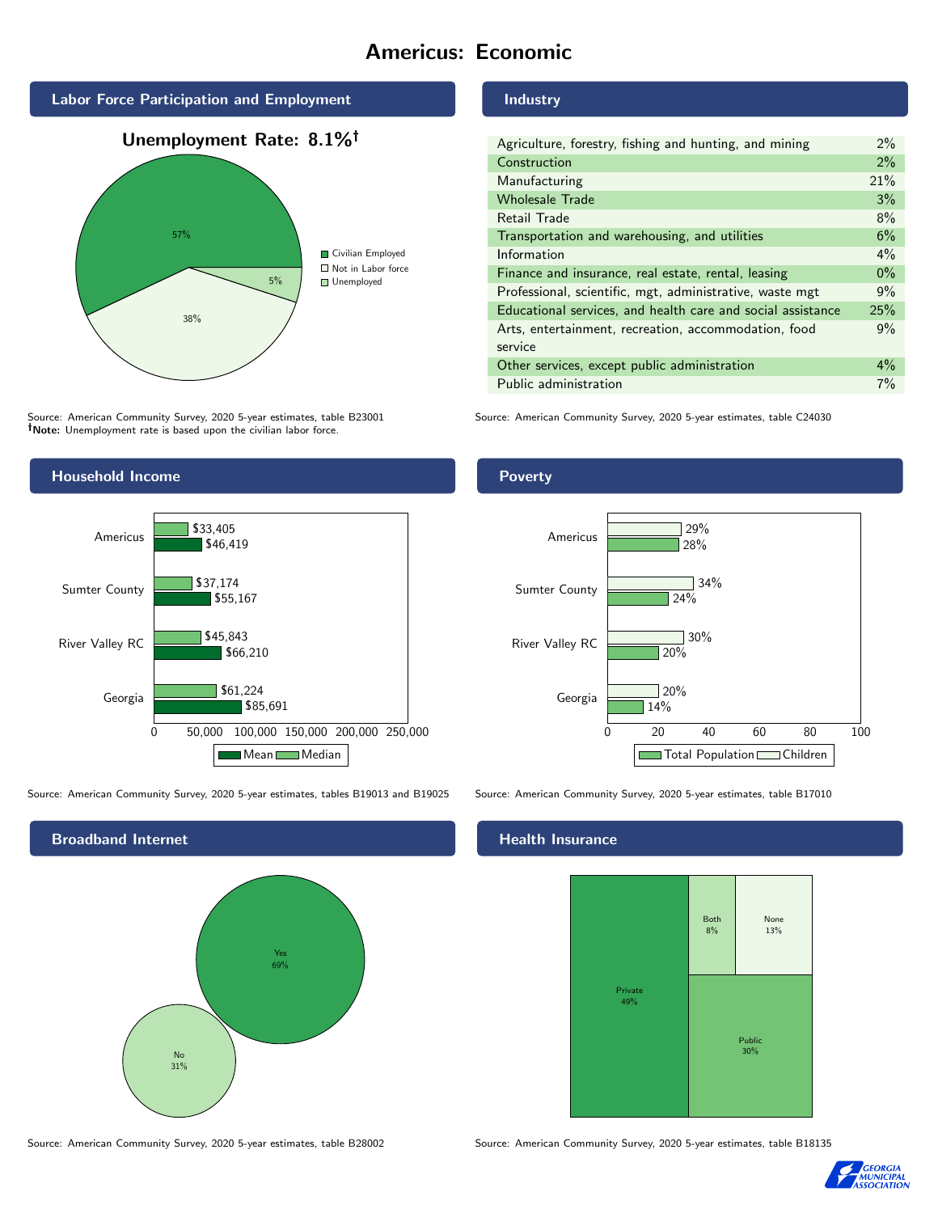# Americus: Economic

## Labor Force Participation and Employment

**Unemployment Rate: 8.1%†**

| Category | Percent |
|---|---|
| Civilian Employed | 57% |
| Not in Labor force | 38% |
| Unemployed | 5% |

Source: American Community Survey, 2020 5-year estimates, table B23001
**†Note:** Unemployment rate is based upon the civilian labor force.

## Industry

| Industry | Percent |
|---|---|
| Agriculture, forestry, fishing and hunting, and mining | 2% |
| Construction | 2% |
| Manufacturing | 21% |
| Wholesale Trade | 3% |
| Retail Trade | 8% |
| Transportation and warehousing, and utilities | 6% |
| Information | 4% |
| Finance and insurance, real estate, rental, leasing | 0% |
| Professional, scientific, mgt, administrative, waste mgt | 9% |
| Educational services, and health care and social assistance | 25% |
| Arts, entertainment, recreation, accommodation, food service | 9% |
| Other services, except public administration | 4% |
| Public administration | 7% |

Source: American Community Survey, 2020 5-year estimates, table C24030

## Household Income

| | Median | Mean |
|---|---|---|
| Americus | $33,405 | $46,419 |
| Sumter County | $37,174 | $55,167 |
| River Valley RC | $45,843 | $66,210 |
| Georgia | $61,224 | $85,691 |

Source: American Community Survey, 2020 5-year estimates, tables B19013 and B19025

## Poverty

| | Children | Total Population |
|---|---|---|
| Americus | 29% | 28% |
| Sumter County | 34% | 24% |
| River Valley RC | 30% | 20% |
| Georgia | 20% | 14% |

Source: American Community Survey, 2020 5-year estimates, table B17010

## Broadband Internet

| | Percent |
|---|---|
| Yes | 69% |
| No | 31% |

Source: American Community Survey, 2020 5-year estimates, table B28002

## Health Insurance

| | Percent |
|---|---|
| Private | 49% |
| Public | 30% |
| Both | 8% |
| None | 13% |

Source: American Community Survey, 2020 5-year estimates, table B18135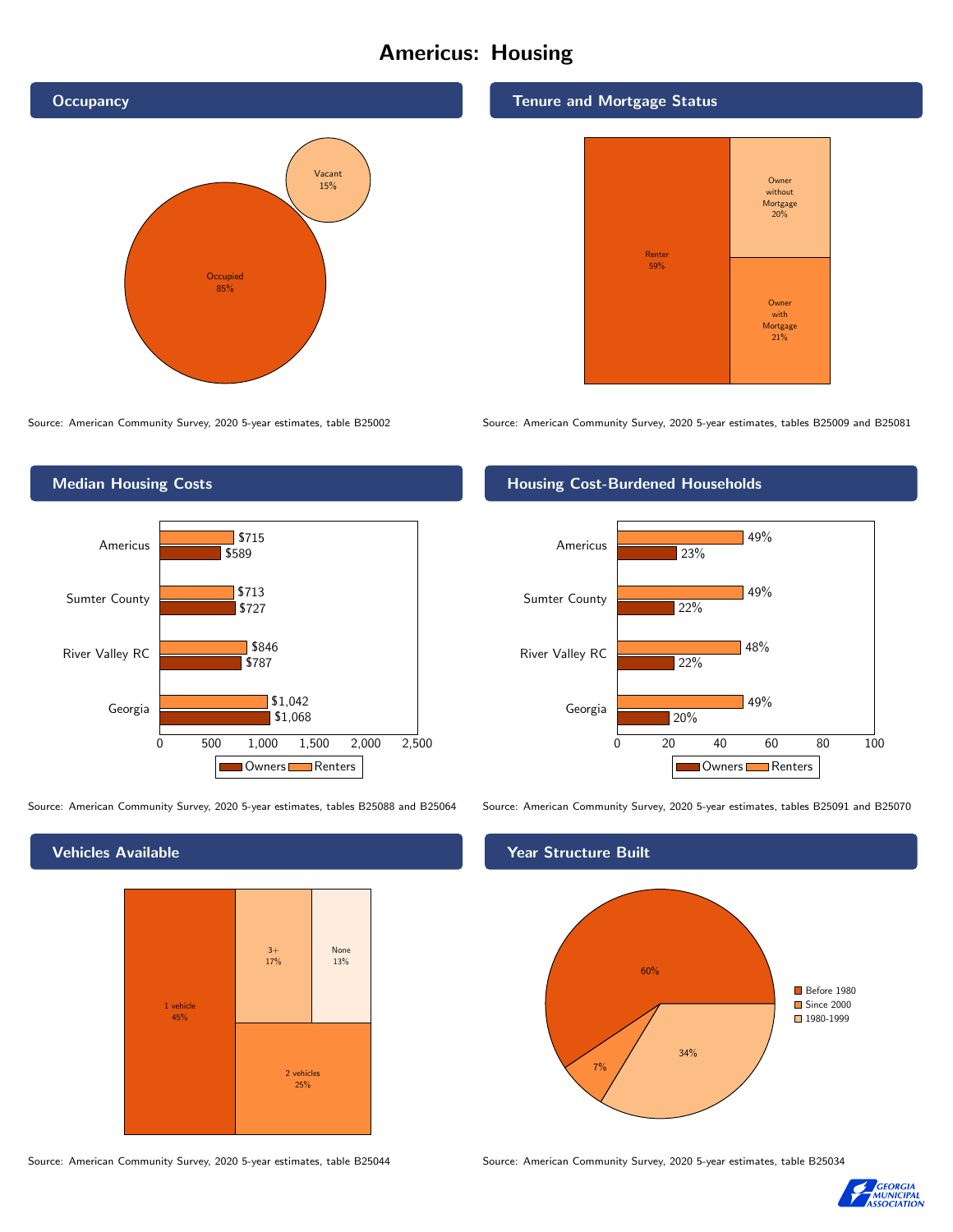# Americus: Housing

## Occupancy

Vacant
15%

Occupied
85%

Source: American Community Survey, 2020 5-year estimates, table B25002

## Tenure and Mortgage Status

Renter
59%

Owner without Mortgage
20%

Owner with Mortgage
21%

Source: American Community Survey, 2020 5-year estimates, tables B25009 and B25081

## Median Housing Costs

Americus
$715
$589

Sumter County
$713
$727

River Valley RC
$846
$787

Georgia
$1,042
$1,068

0 500 1,000 1,500 2,000 2,500

Owners Renters

Source: American Community Survey, 2020 5-year estimates, tables B25088 and B25064

## Housing Cost-Burdened Households

Americus
49%
23%

Sumter County
49%
22%

River Valley RC
48%
22%

Georgia
49%
20%

0 20 40 60 80 100

Owners Renters

Source: American Community Survey, 2020 5-year estimates, tables B25091 and B25070

## Vehicles Available

1 vehicle
45%

3+
17%

None
13%

2 vehicles
25%

Source: American Community Survey, 2020 5-year estimates, table B25044

## Year Structure Built

60%

7%

34%

Before 1980
Since 2000
1980-1999

Source: American Community Survey, 2020 5-year estimates, table B25034